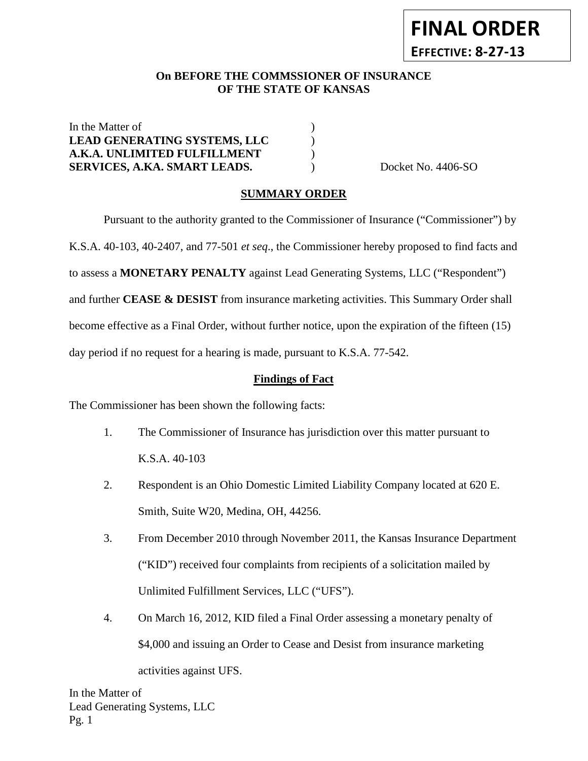**FINAL ORDER**

**EFFECTIVE: 8-27-13**

**On BEFORE THE COMMSSIONER OF INSURANCE**
**OF THE STATE OF KANSAS**

In the Matter of )
**LEAD GENERATING SYSTEMS, LLC** )
**A.K.A. UNLIMITED FULFILLMENT** )
**SERVICES, A.KA. SMART LEADS.** ) Docket No. 4406-SO

## SUMMARY ORDER

Pursuant to the authority granted to the Commissioner of Insurance ("Commissioner") by K.S.A. 40-103, 40-2407, and 77-501 *et seq*., the Commissioner hereby proposed to find facts and to assess a **MONETARY PENALTY** against Lead Generating Systems, LLC ("Respondent") and further **CEASE & DESIST** from insurance marketing activities. This Summary Order shall become effective as a Final Order, without further notice, upon the expiration of the fifteen (15) day period if no request for a hearing is made, pursuant to K.S.A. 77-542.

### Findings of Fact

The Commissioner has been shown the following facts:

1. The Commissioner of Insurance has jurisdiction over this matter pursuant to K.S.A. 40-103

2. Respondent is an Ohio Domestic Limited Liability Company located at 620 E. Smith, Suite W20, Medina, OH, 44256.

3. From December 2010 through November 2011, the Kansas Insurance Department ("KID") received four complaints from recipients of a solicitation mailed by Unlimited Fulfillment Services, LLC ("UFS").

4. On March 16, 2012, KID filed a Final Order assessing a monetary penalty of $4,000 and issuing an Order to Cease and Desist from insurance marketing activities against UFS.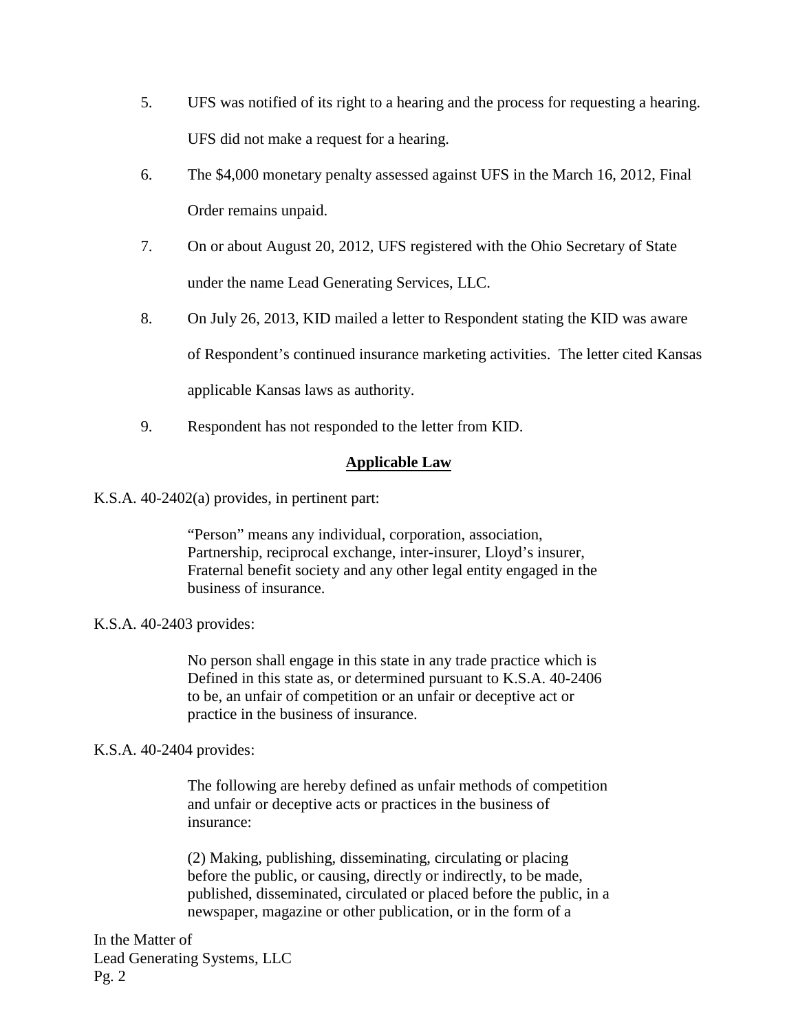5. UFS was notified of its right to a hearing and the process for requesting a hearing. UFS did not make a request for a hearing.

6. The $4,000 monetary penalty assessed against UFS in the March 16, 2012, Final Order remains unpaid.

7. On or about August 20, 2012, UFS registered with the Ohio Secretary of State under the name Lead Generating Services, LLC.

8. On July 26, 2013, KID mailed a letter to Respondent stating the KID was aware of Respondent's continued insurance marketing activities. The letter cited Kansas applicable Kansas laws as authority.

9. Respondent has not responded to the letter from KID.

## **Applicable Law**

K.S.A. 40-2402(a) provides, in pertinent part:

> "Person" means any individual, corporation, association, Partnership, reciprocal exchange, inter-insurer, Lloyd's insurer, Fraternal benefit society and any other legal entity engaged in the business of insurance.

K.S.A. 40-2403 provides:

> No person shall engage in this state in any trade practice which is Defined in this state as, or determined pursuant to K.S.A. 40-2406 to be, an unfair of competition or an unfair or deceptive act or practice in the business of insurance.

K.S.A. 40-2404 provides:

> The following are hereby defined as unfair methods of competition and unfair or deceptive acts or practices in the business of insurance:
>
> (2) Making, publishing, disseminating, circulating or placing before the public, or causing, directly or indirectly, to be made, published, disseminated, circulated or placed before the public, in a newspaper, magazine or other publication, or in the form of a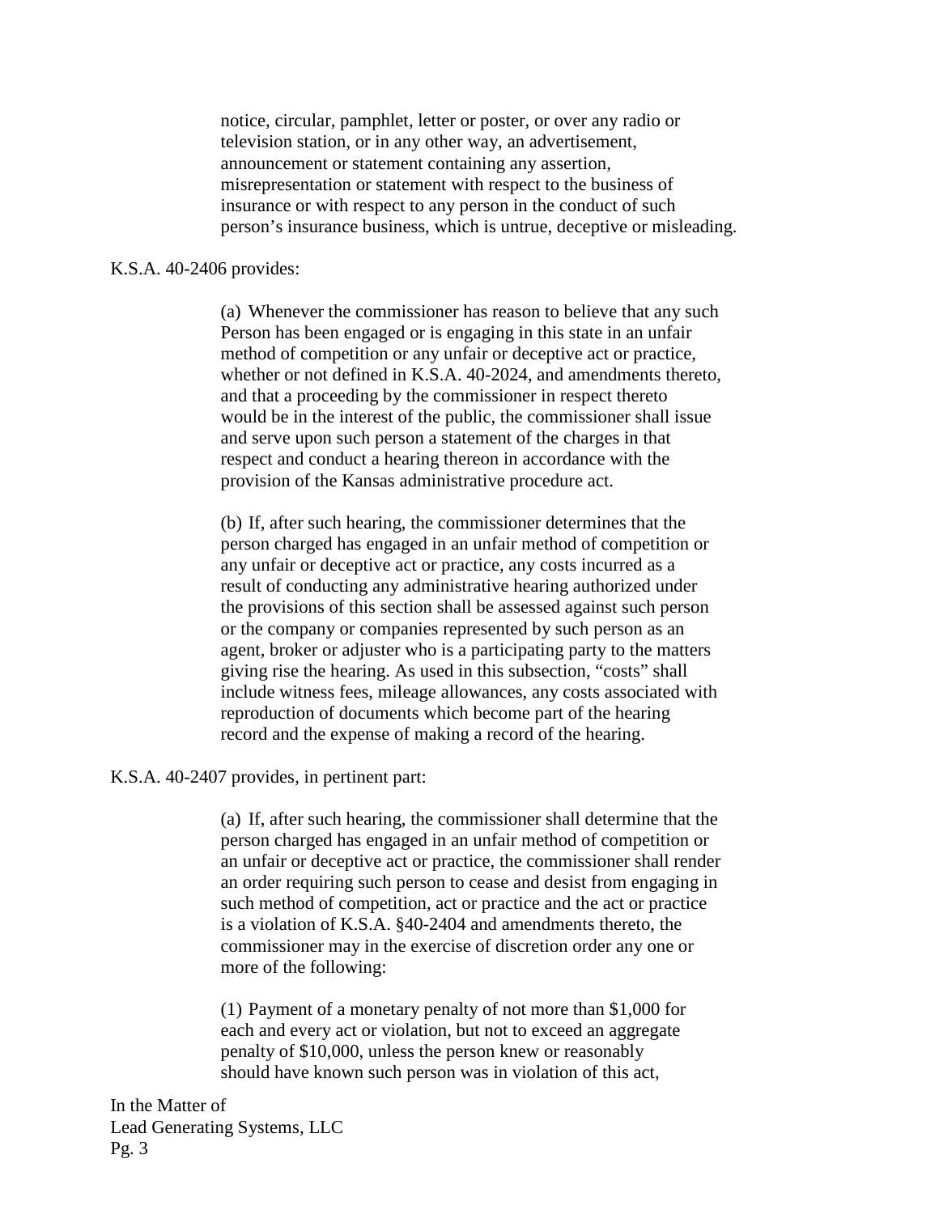> notice, circular, pamphlet, letter or poster, or over any radio or television station, or in any other way, an advertisement, announcement or statement containing any assertion, misrepresentation or statement with respect to the business of insurance or with respect to any person in the conduct of such person's insurance business, which is untrue, deceptive or misleading.

K.S.A. 40-2406 provides:

> (a) Whenever the commissioner has reason to believe that any such Person has been engaged or is engaging in this state in an unfair method of competition or any unfair or deceptive act or practice, whether or not defined in K.S.A. 40-2024, and amendments thereto, and that a proceeding by the commissioner in respect thereto would be in the interest of the public, the commissioner shall issue and serve upon such person a statement of the charges in that respect and conduct a hearing thereon in accordance with the provision of the Kansas administrative procedure act.
>
> (b) If, after such hearing, the commissioner determines that the person charged has engaged in an unfair method of competition or any unfair or deceptive act or practice, any costs incurred as a result of conducting any administrative hearing authorized under the provisions of this section shall be assessed against such person or the company or companies represented by such person as an agent, broker or adjuster who is a participating party to the matters giving rise the hearing. As used in this subsection, "costs" shall include witness fees, mileage allowances, any costs associated with reproduction of documents which become part of the hearing record and the expense of making a record of the hearing.

K.S.A. 40-2407 provides, in pertinent part:

> (a) If, after such hearing, the commissioner shall determine that the person charged has engaged in an unfair method of competition or an unfair or deceptive act or practice, the commissioner shall render an order requiring such person to cease and desist from engaging in such method of competition, act or practice and the act or practice is a violation of K.S.A. §40-2404 and amendments thereto, the commissioner may in the exercise of discretion order any one or more of the following:
>
> (1) Payment of a monetary penalty of not more than $1,000 for each and every act or violation, but not to exceed an aggregate penalty of $10,000, unless the person knew or reasonably should have known such person was in violation of this act,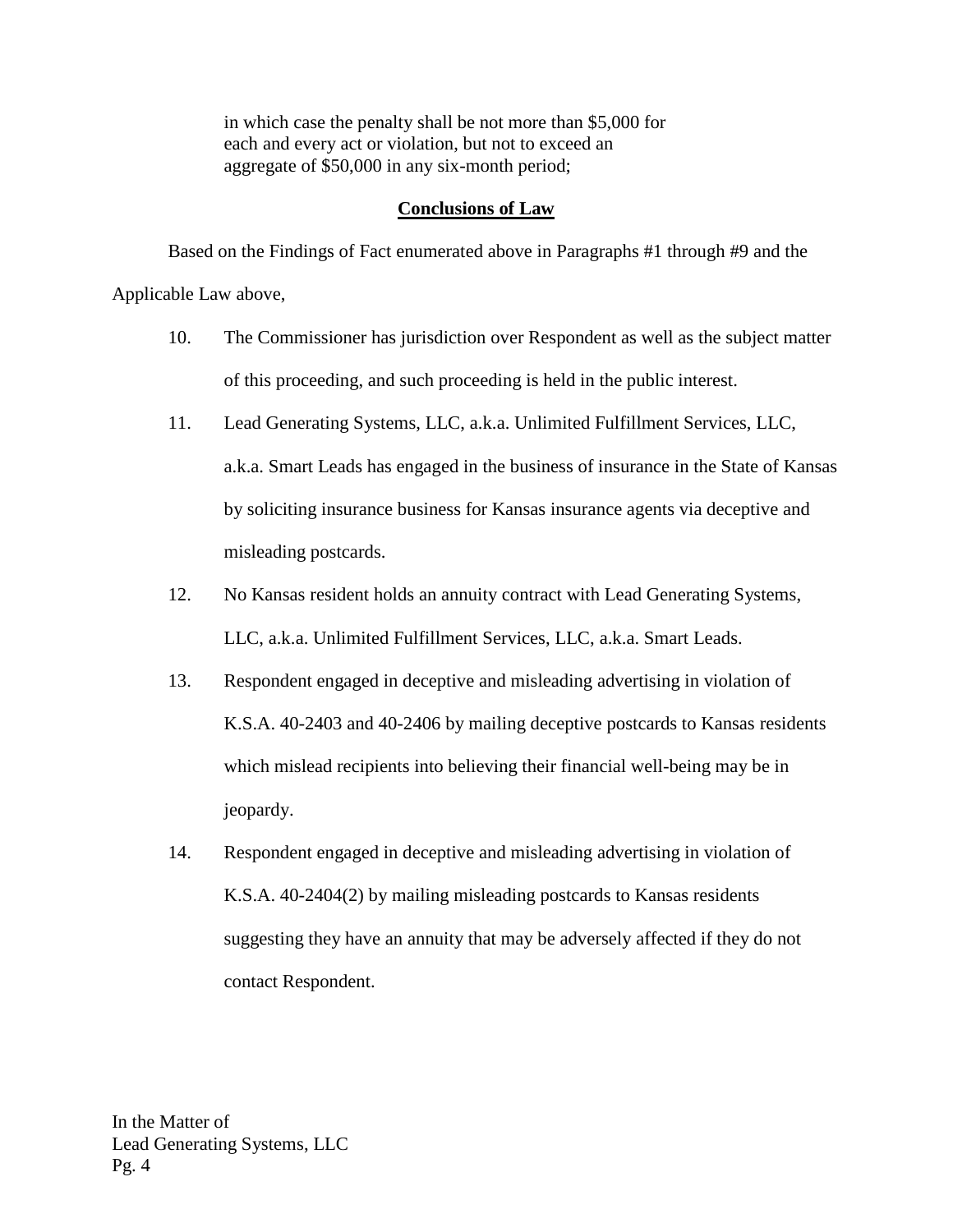in which case the penalty shall be not more than $5,000 for each and every act or violation, but not to exceed an aggregate of $50,000 in any six-month period;

## Conclusions of Law

Based on the Findings of Fact enumerated above in Paragraphs #1 through #9 and the Applicable Law above,

10. The Commissioner has jurisdiction over Respondent as well as the subject matter of this proceeding, and such proceeding is held in the public interest.

11. Lead Generating Systems, LLC, a.k.a. Unlimited Fulfillment Services, LLC, a.k.a. Smart Leads has engaged in the business of insurance in the State of Kansas by soliciting insurance business for Kansas insurance agents via deceptive and misleading postcards.

12. No Kansas resident holds an annuity contract with Lead Generating Systems, LLC, a.k.a. Unlimited Fulfillment Services, LLC, a.k.a. Smart Leads.

13. Respondent engaged in deceptive and misleading advertising in violation of K.S.A. 40-2403 and 40-2406 by mailing deceptive postcards to Kansas residents which mislead recipients into believing their financial well-being may be in jeopardy.

14. Respondent engaged in deceptive and misleading advertising in violation of K.S.A. 40-2404(2) by mailing misleading postcards to Kansas residents suggesting they have an annuity that may be adversely affected if they do not contact Respondent.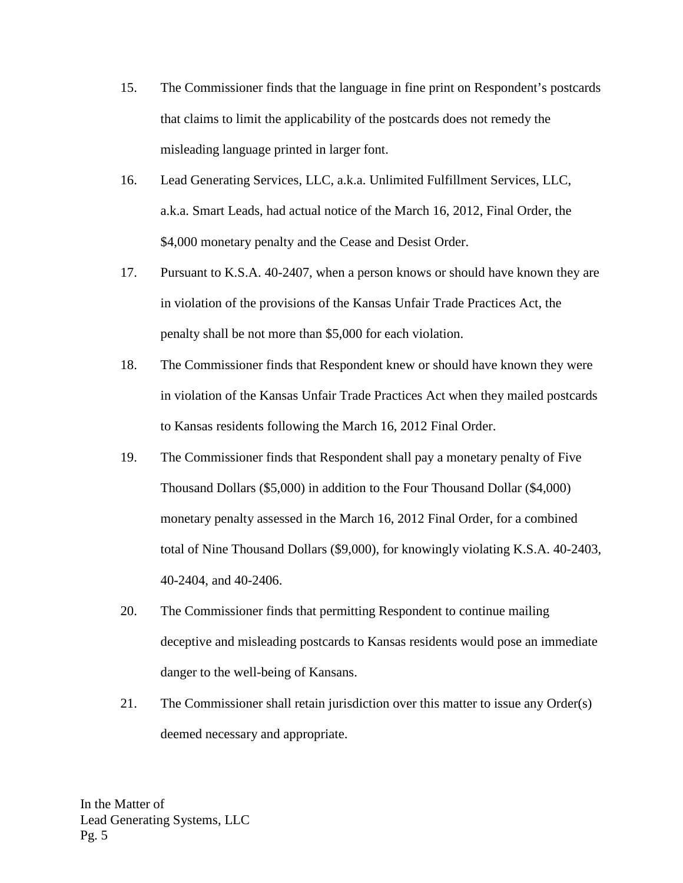15. The Commissioner finds that the language in fine print on Respondent's postcards that claims to limit the applicability of the postcards does not remedy the misleading language printed in larger font.

16. Lead Generating Services, LLC, a.k.a. Unlimited Fulfillment Services, LLC, a.k.a. Smart Leads, had actual notice of the March 16, 2012, Final Order, the $4,000 monetary penalty and the Cease and Desist Order.

17. Pursuant to K.S.A. 40-2407, when a person knows or should have known they are in violation of the provisions of the Kansas Unfair Trade Practices Act, the penalty shall be not more than $5,000 for each violation.

18. The Commissioner finds that Respondent knew or should have known they were in violation of the Kansas Unfair Trade Practices Act when they mailed postcards to Kansas residents following the March 16, 2012 Final Order.

19. The Commissioner finds that Respondent shall pay a monetary penalty of Five Thousand Dollars ($5,000) in addition to the Four Thousand Dollar ($4,000) monetary penalty assessed in the March 16, 2012 Final Order, for a combined total of Nine Thousand Dollars ($9,000), for knowingly violating K.S.A. 40-2403, 40-2404, and 40-2406.

20. The Commissioner finds that permitting Respondent to continue mailing deceptive and misleading postcards to Kansas residents would pose an immediate danger to the well-being of Kansans.

21. The Commissioner shall retain jurisdiction over this matter to issue any Order(s) deemed necessary and appropriate.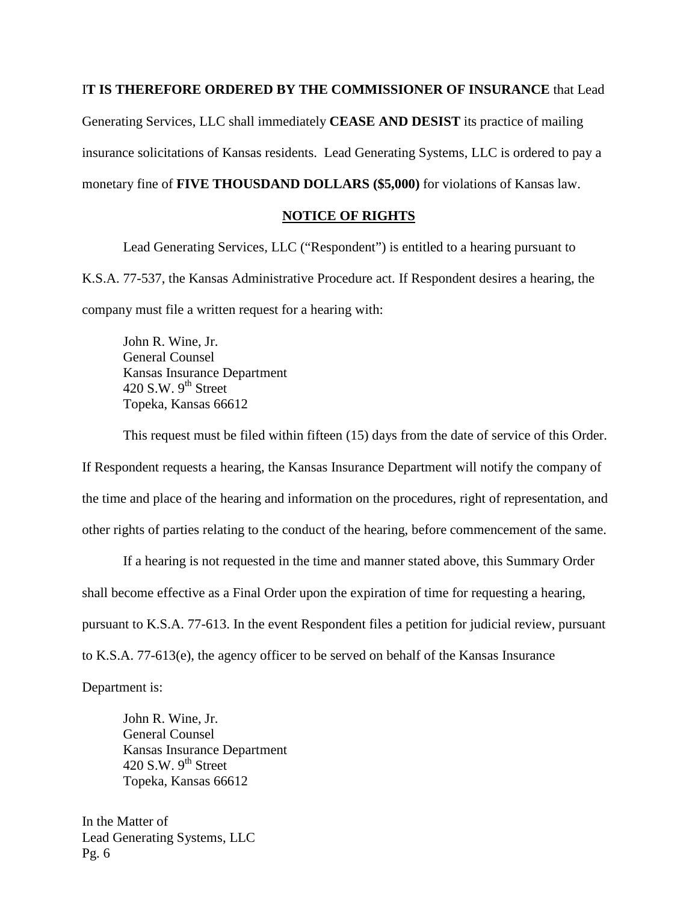I**T IS THEREFORE ORDERED BY THE COMMISSIONER OF INSURANCE** that Lead Generating Services, LLC shall immediately **CEASE AND DESIST** its practice of mailing insurance solicitations of Kansas residents. Lead Generating Systems, LLC is ordered to pay a monetary fine of **FIVE THOUSDAND DOLLARS ($5,000)** for violations of Kansas law.

## NOTICE OF RIGHTS

Lead Generating Services, LLC ("Respondent") is entitled to a hearing pursuant to K.S.A. 77-537, the Kansas Administrative Procedure act. If Respondent desires a hearing, the company must file a written request for a hearing with:

John R. Wine, Jr.
General Counsel
Kansas Insurance Department
420 S.W. 9th Street
Topeka, Kansas 66612

This request must be filed within fifteen (15) days from the date of service of this Order. If Respondent requests a hearing, the Kansas Insurance Department will notify the company of the time and place of the hearing and information on the procedures, right of representation, and other rights of parties relating to the conduct of the hearing, before commencement of the same.

If a hearing is not requested in the time and manner stated above, this Summary Order shall become effective as a Final Order upon the expiration of time for requesting a hearing, pursuant to K.S.A. 77-613. In the event Respondent files a petition for judicial review, pursuant to K.S.A. 77-613(e), the agency officer to be served on behalf of the Kansas Insurance Department is:

John R. Wine, Jr.
General Counsel
Kansas Insurance Department
420 S.W. 9th Street
Topeka, Kansas 66612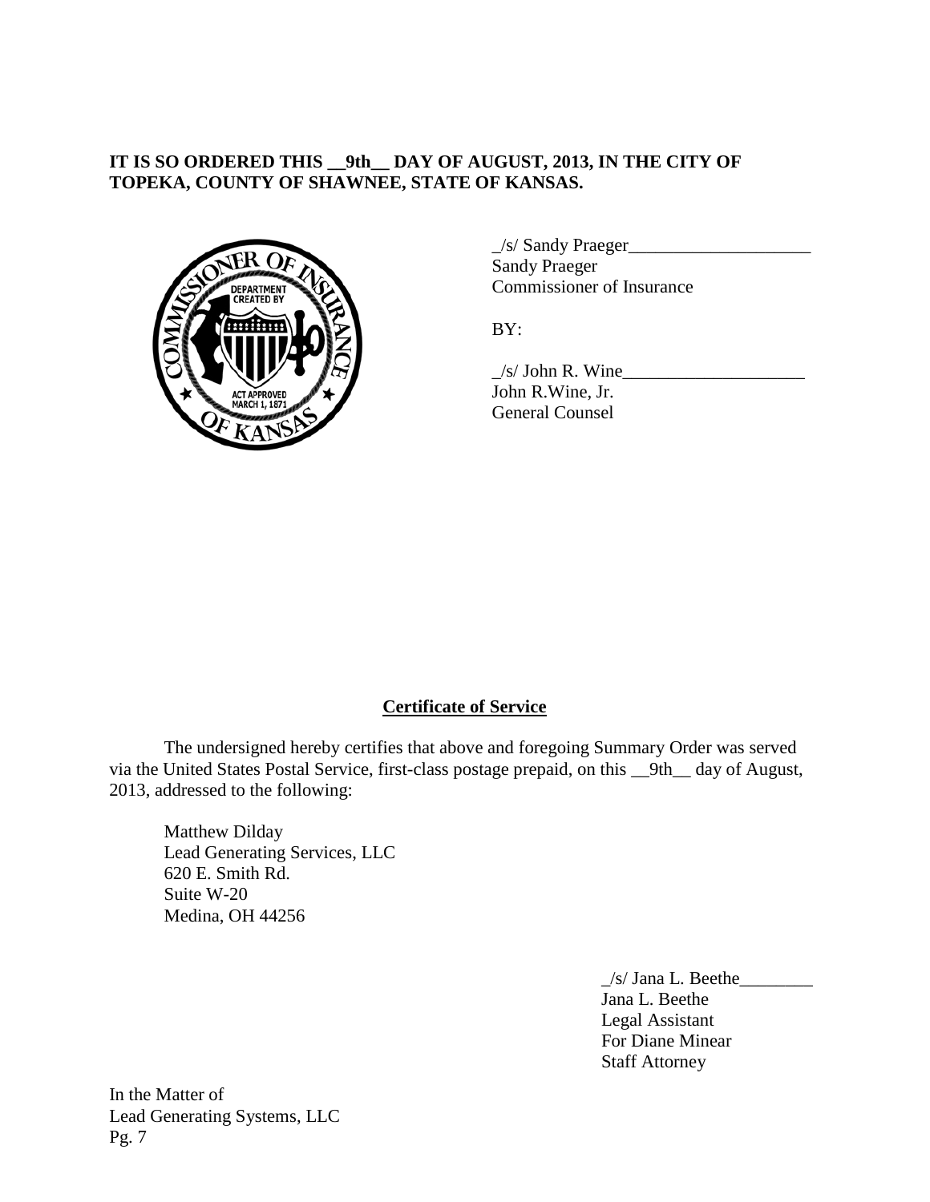**IT IS SO ORDERED THIS __9th__ DAY OF AUGUST, 2013, IN THE CITY OF TOPEKA, COUNTY OF SHAWNEE, STATE OF KANSAS.**

_/s/ Sandy Praeger____________________
Sandy Praeger
Commissioner of Insurance

BY:

_/s/ John R. Wine____________________
John R.Wine, Jr.
General Counsel

## Certificate of Service

The undersigned hereby certifies that above and foregoing Summary Order was served via the United States Postal Service, first-class postage prepaid, on this __9th__ day of August, 2013, addressed to the following:

Matthew Dilday
Lead Generating Services, LLC
620 E. Smith Rd.
Suite W-20
Medina, OH 44256

_/s/ Jana L. Beethe________
Jana L. Beethe
Legal Assistant
For Diane Minear
Staff Attorney

In the Matter of
Lead Generating Systems, LLC
Pg. 7